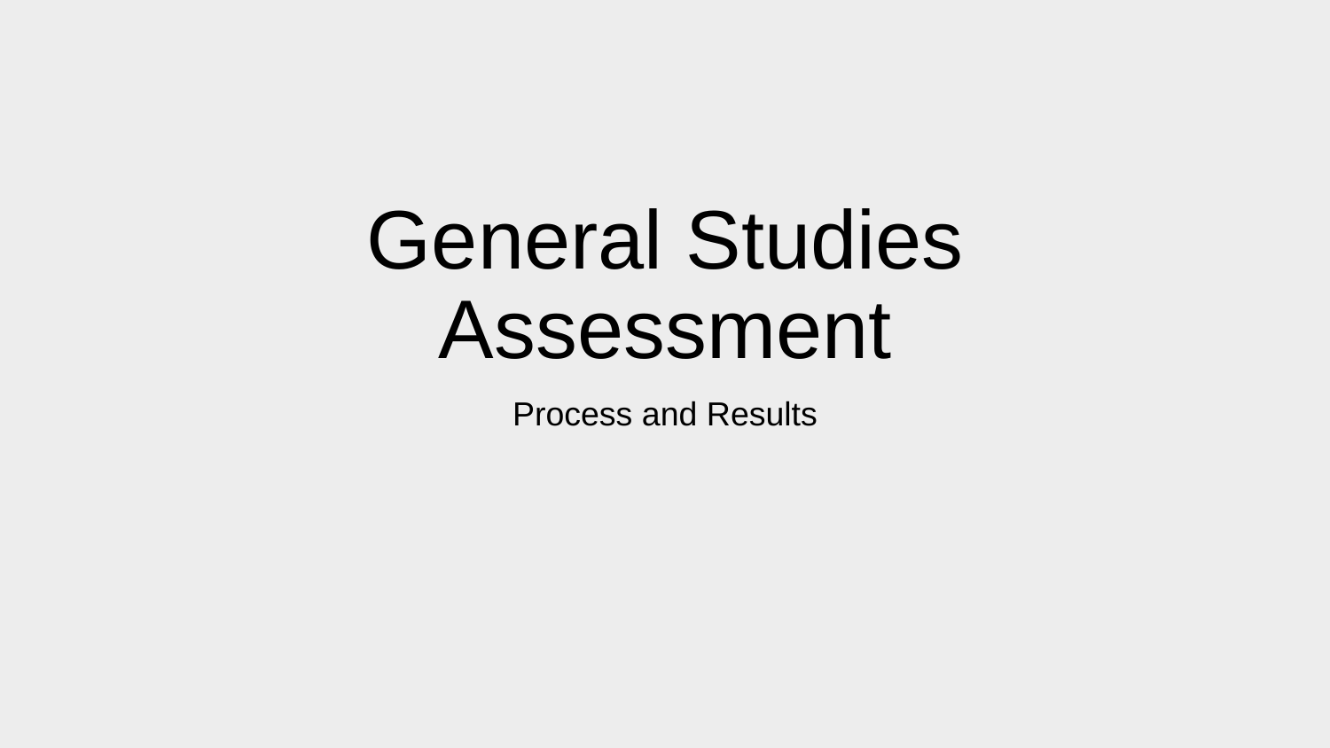# General Studies Assessment

Process and Results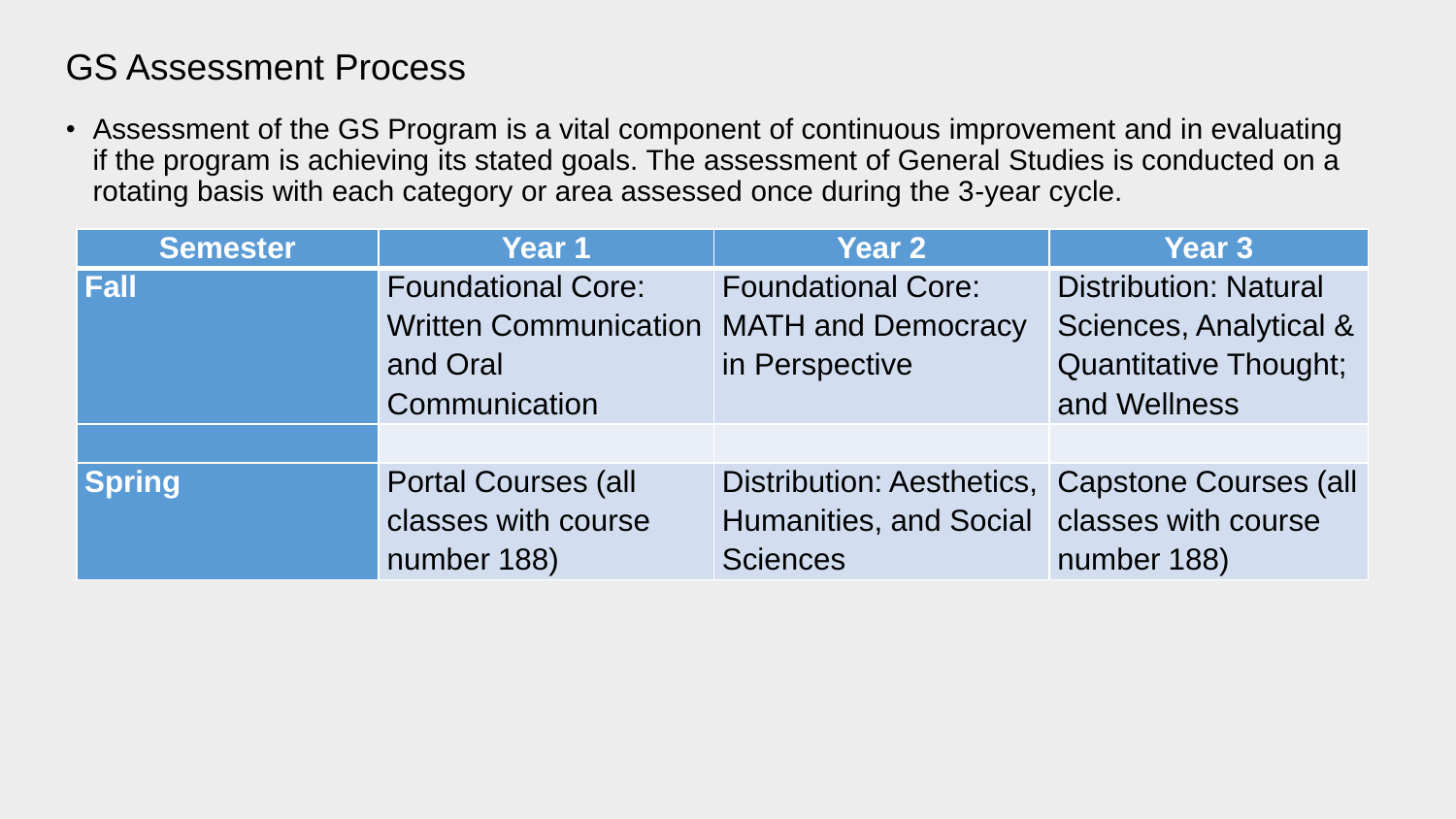# GS Assessment Process

- Assessment of the GS Program is a vital component of continuous improvement and in evaluating if the program is achieving its stated goals. The assessment of General Studies is conducted on a rotating basis with each category or area assessed once during the 3-year cycle.

| Semester | Year 1 | Year 2 | Year 3 |
|---|---|---|---|
| **Fall** | Foundational Core: Written Communication and Oral Communication | Foundational Core: MATH and Democracy in Perspective | Distribution: Natural Sciences, Analytical & Quantitative Thought; and Wellness |
| | | | |
| **Spring** | Portal Courses (all classes with course number 188) | Distribution: Aesthetics, Humanities, and Social Sciences | Capstone Courses (all classes with course number 188) |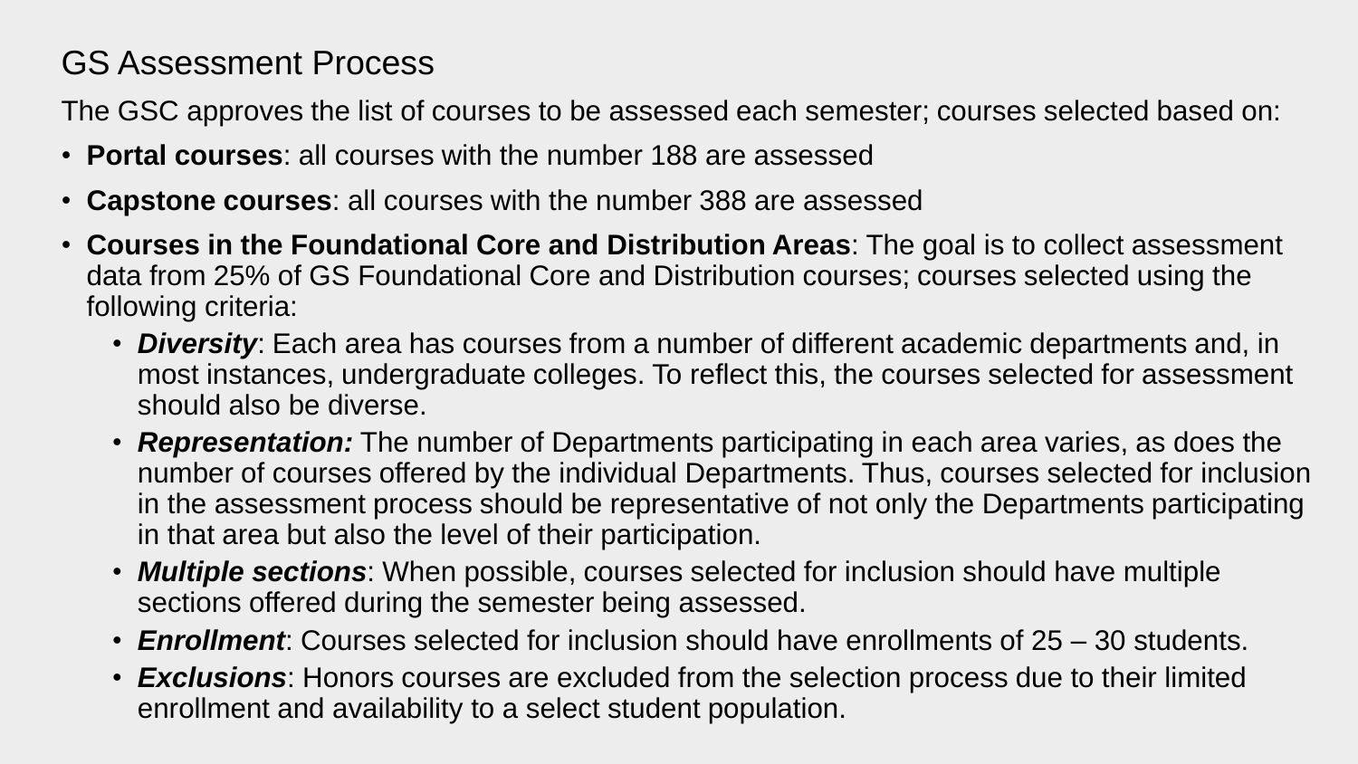# GS Assessment Process

The GSC approves the list of courses to be assessed each semester; courses selected based on:

- **Portal courses**: all courses with the number 188 are assessed
- **Capstone courses**: all courses with the number 388 are assessed
- **Courses in the Foundational Core and Distribution Areas**: The goal is to collect assessment data from 25% of GS Foundational Core and Distribution courses; courses selected using the following criteria:
  - ***Diversity***: Each area has courses from a number of different academic departments and, in most instances, undergraduate colleges. To reflect this, the courses selected for assessment should also be diverse.
  - ***Representation:*** The number of Departments participating in each area varies, as does the number of courses offered by the individual Departments. Thus, courses selected for inclusion in the assessment process should be representative of not only the Departments participating in that area but also the level of their participation.
  - ***Multiple sections***: When possible, courses selected for inclusion should have multiple sections offered during the semester being assessed.
  - ***Enrollment***: Courses selected for inclusion should have enrollments of 25 – 30 students.
  - ***Exclusions***: Honors courses are excluded from the selection process due to their limited enrollment and availability to a select student population.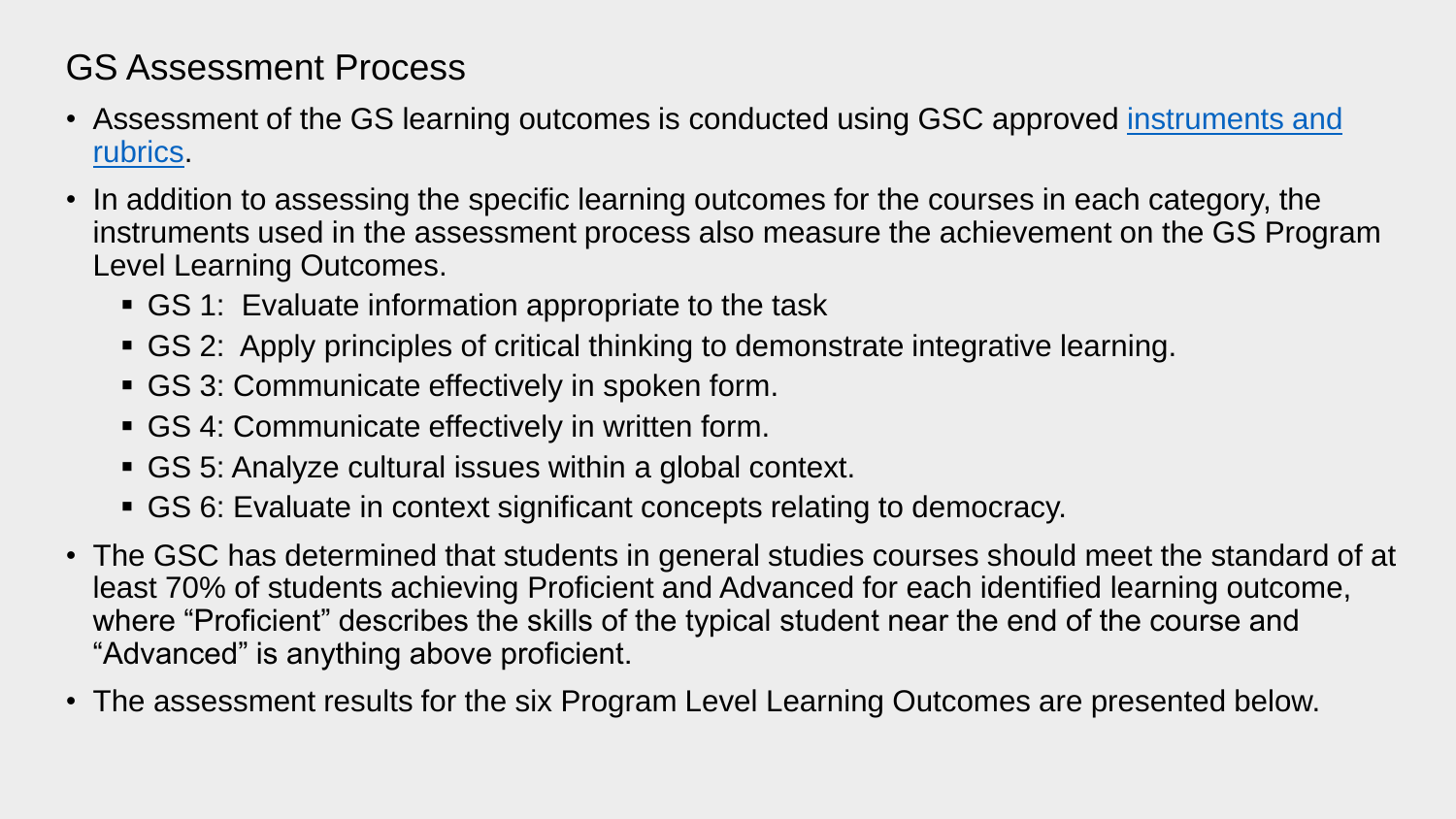## GS Assessment Process

- Assessment of the GS learning outcomes is conducted using GSC approved [instruments and rubrics].
- In addition to assessing the specific learning outcomes for the courses in each category, the instruments used in the assessment process also measure the achievement on the GS Program Level Learning Outcomes.
  - GS 1: Evaluate information appropriate to the task
  - GS 2: Apply principles of critical thinking to demonstrate integrative learning.
  - GS 3: Communicate effectively in spoken form.
  - GS 4: Communicate effectively in written form.
  - GS 5: Analyze cultural issues within a global context.
  - GS 6: Evaluate in context significant concepts relating to democracy.
- The GSC has determined that students in general studies courses should meet the standard of at least 70% of students achieving Proficient and Advanced for each identified learning outcome, where "Proficient" describes the skills of the typical student near the end of the course and "Advanced" is anything above proficient.
- The assessment results for the six Program Level Learning Outcomes are presented below.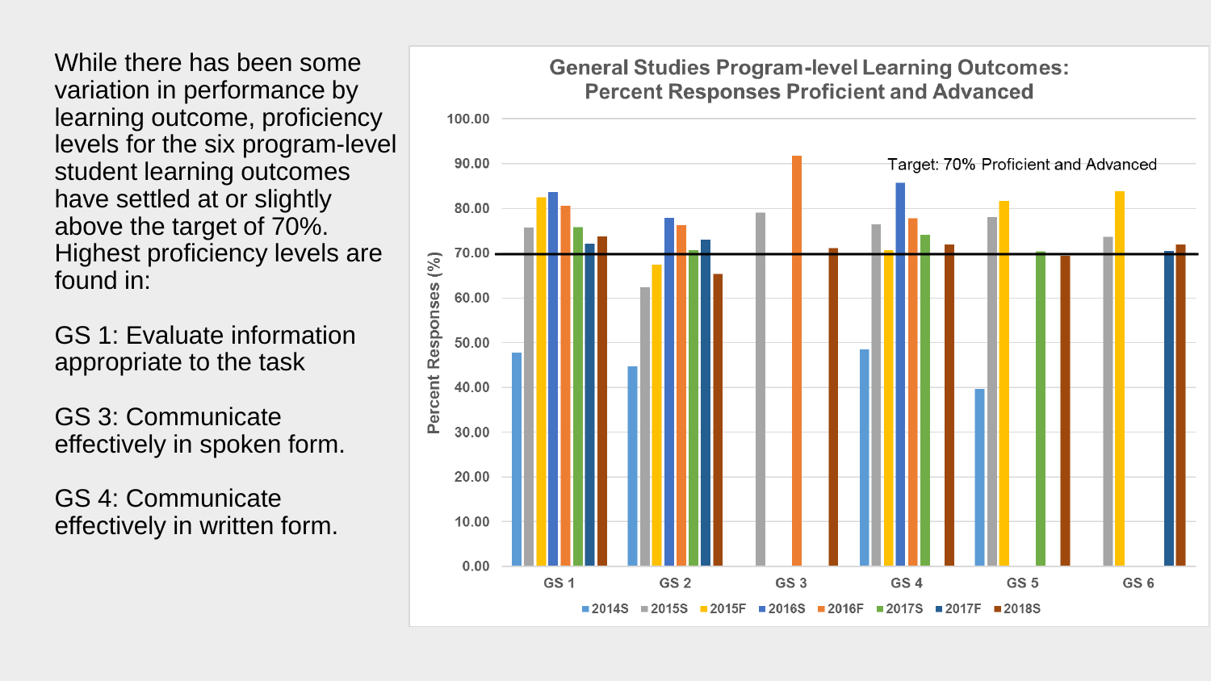While there has been some variation in performance by learning outcome, proficiency levels for the six program-level student learning outcomes have settled at or slightly above the target of 70%. Highest proficiency levels are found in:

GS 1: Evaluate information appropriate to the task

GS 3: Communicate effectively in spoken form.

GS 4: Communicate effectively in written form.

**General Studies Program-level Learning Outcomes: Percent Responses Proficient and Advanced**

Target: 70% Proficient and Advanced

Percent Responses (%)

100.00, 90.00, 80.00, 70.00, 60.00, 50.00, 40.00, 30.00, 20.00, 10.00, 0.00

GS 1, GS 2, GS 3, GS 4, GS 5, GS 6

2014S, 2015S, 2015F, 2016S, 2016F, 2017S, 2017F, 2018S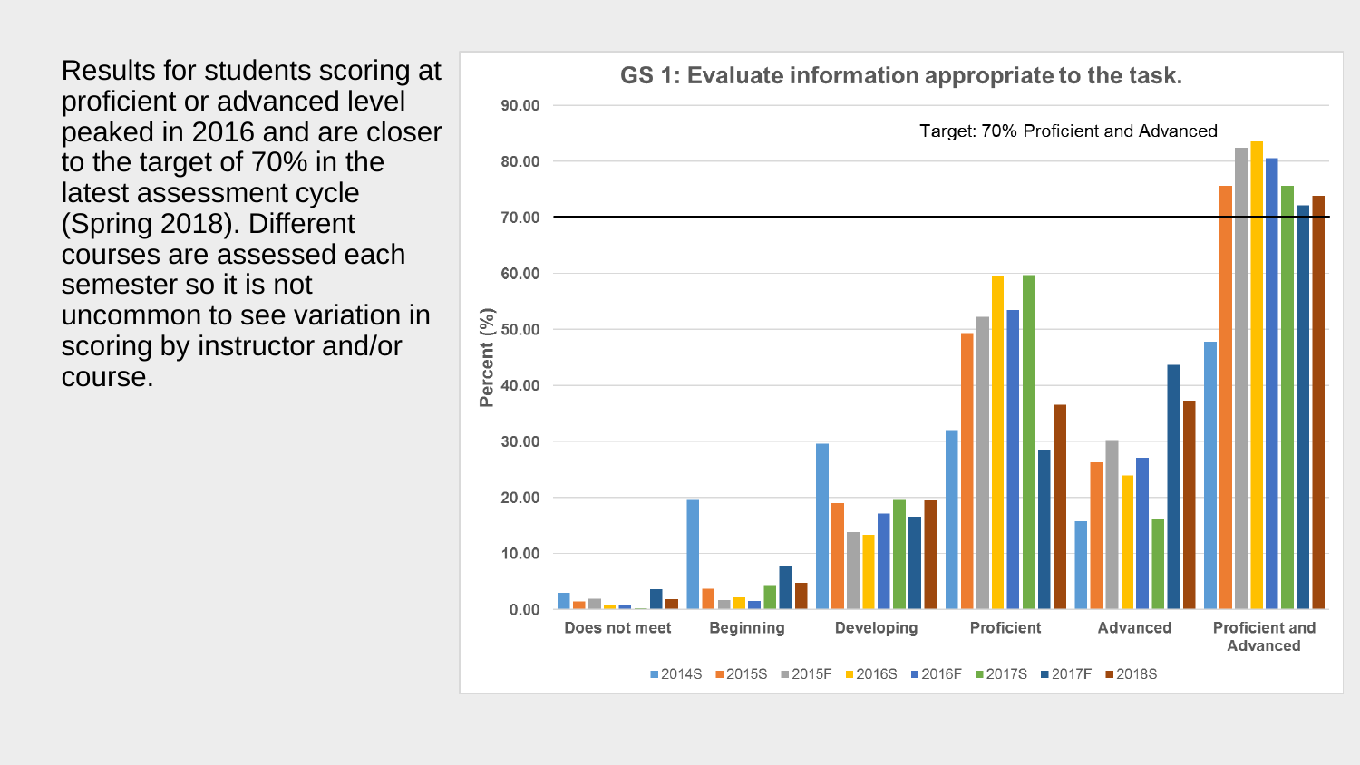Results for students scoring at proficient or advanced level peaked in 2016 and are closer to the target of 70% in the latest assessment cycle (Spring 2018). Different courses are assessed each semester so it is not uncommon to see variation in scoring by instructor and/or course.

**GS 1: Evaluate information appropriate to the task.**

Target: 70% Proficient and Advanced

Percent (%)

Does not meet | Beginning | Developing | Proficient | Advanced | Proficient and Advanced

2014S | 2015S | 2015F | 2016S | 2016F | 2017S | 2017F | 2018S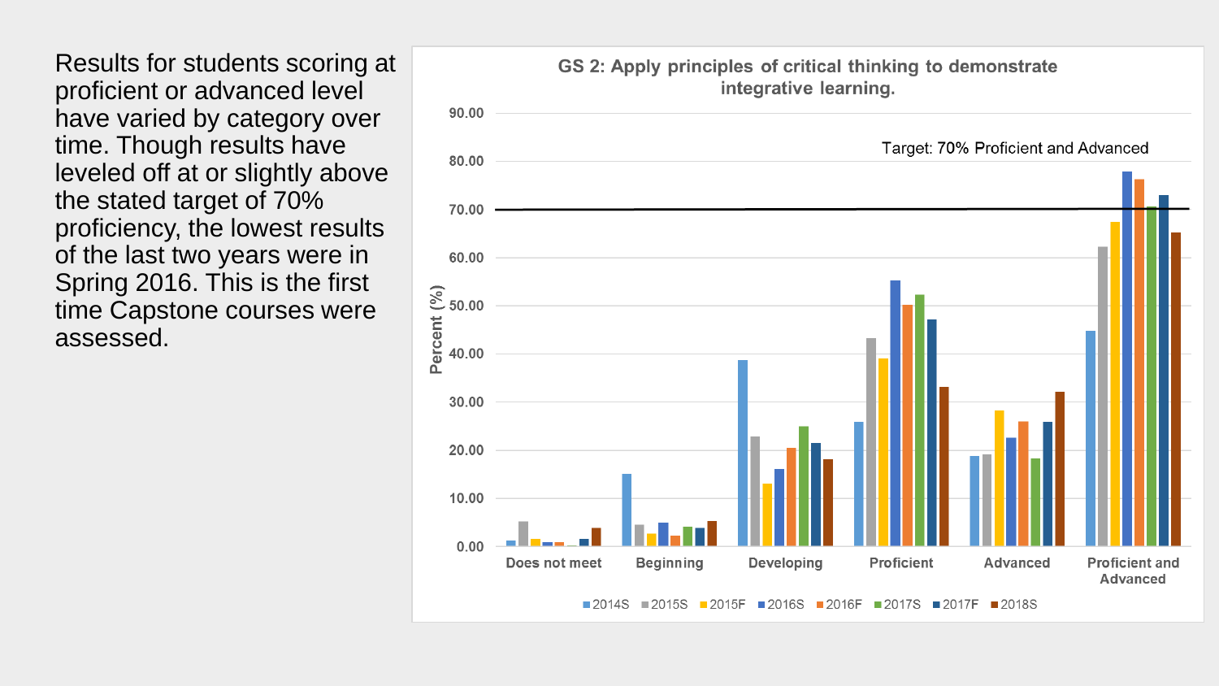Results for students scoring at proficient or advanced level have varied by category over time. Though results have leveled off at or slightly above the stated target of 70% proficiency, the lowest results of the last two years were in Spring 2016. This is the first time Capstone courses were assessed.

**GS 2: Apply principles of critical thinking to demonstrate integrative learning.**

Target: 70% Proficient and Advanced

Percent (%)

Does not meet | Beginning | Developing | Proficient | Advanced | Proficient and Advanced

2014S | 2015S | 2015F | 2016S | 2016F | 2017S | 2017F | 2018S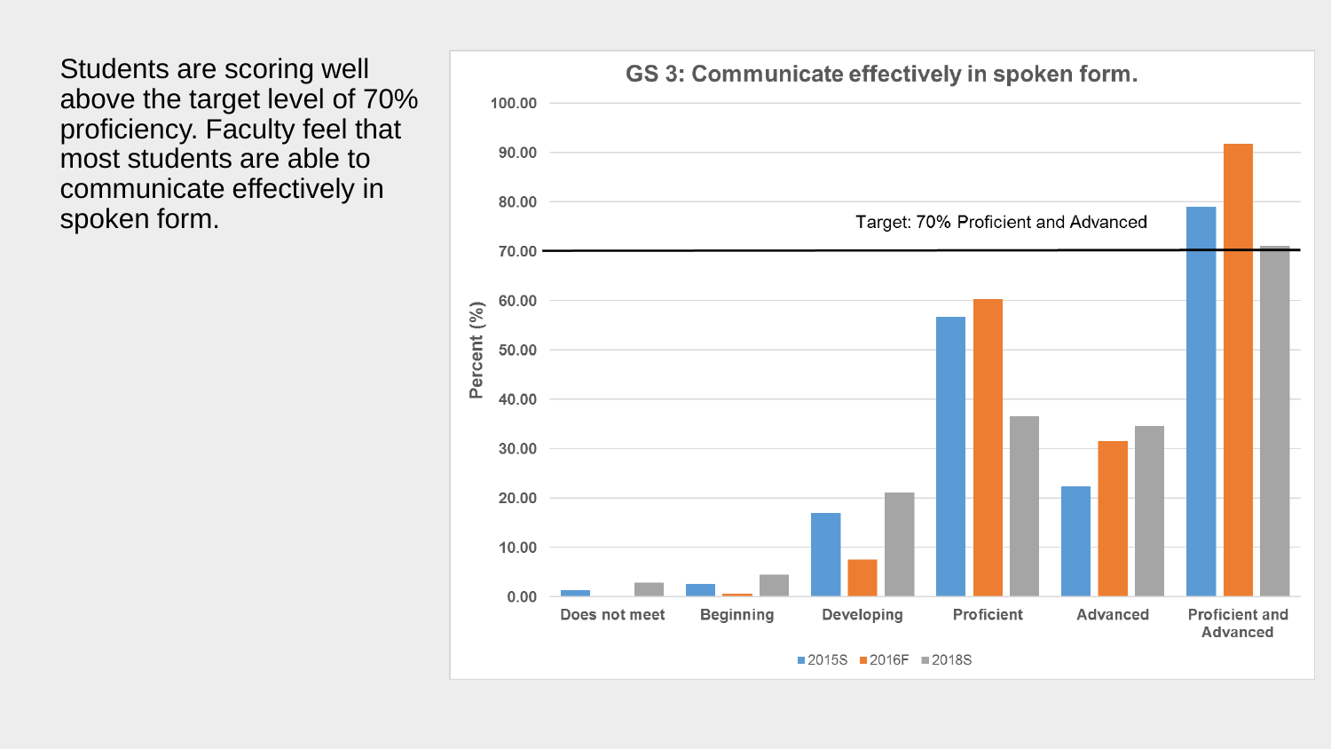Students are scoring well above the target level of 70% proficiency. Faculty feel that most students are able to communicate effectively in spoken form.

**GS 3: Communicate effectively in spoken form.**

Target: 70% Proficient and Advanced

Percent (%)

Does not meet | Beginning | Developing | Proficient | Advanced | Proficient and Advanced

2015S 2016F 2018S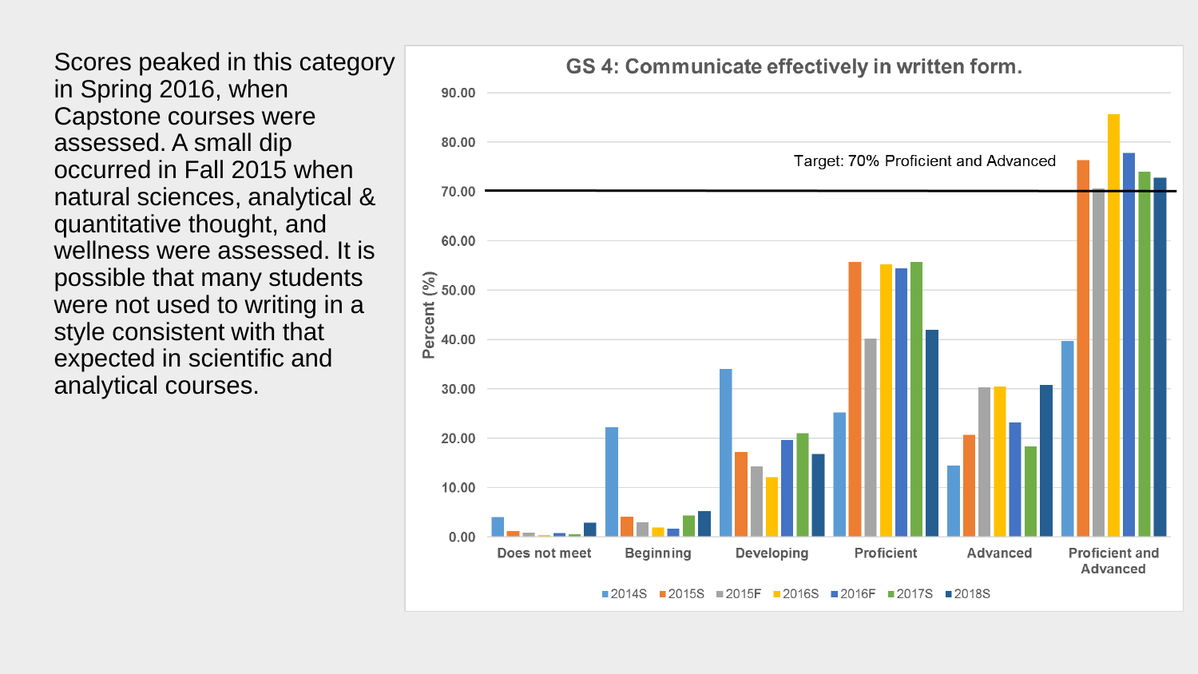Scores peaked in this category in Spring 2016, when Capstone courses were assessed. A small dip occurred in Fall 2015 when natural sciences, analytical & quantitative thought, and wellness were assessed. It is possible that many students were not used to writing in a style consistent with that expected in scientific and analytical courses.

**GS 4: Communicate effectively in written form.**

Target: 70% Proficient and Advanced

Percent (%)

Does not meet | Beginning | Developing | Proficient | Advanced | Proficient and Advanced

2014S | 2015S | 2015F | 2016S | 2016F | 2017S | 2018S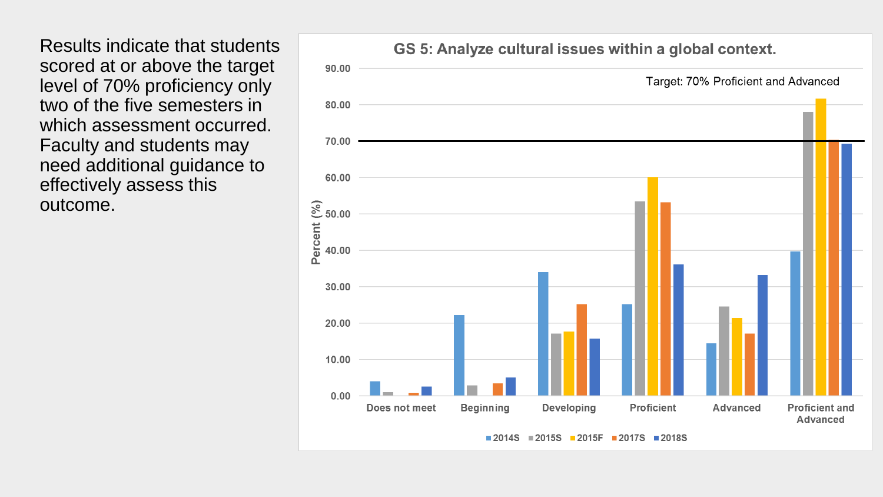Results indicate that students scored at or above the target level of 70% proficiency only two of the five semesters in which assessment occurred. Faculty and students may need additional guidance to effectively assess this outcome.

**GS 5: Analyze cultural issues within a global context.**

Target: 70% Proficient and Advanced

Percent (%)

Does not meet | Beginning | Developing | Proficient | Advanced | Proficient and Advanced

2014S | 2015S | 2015F | 2017S | 2018S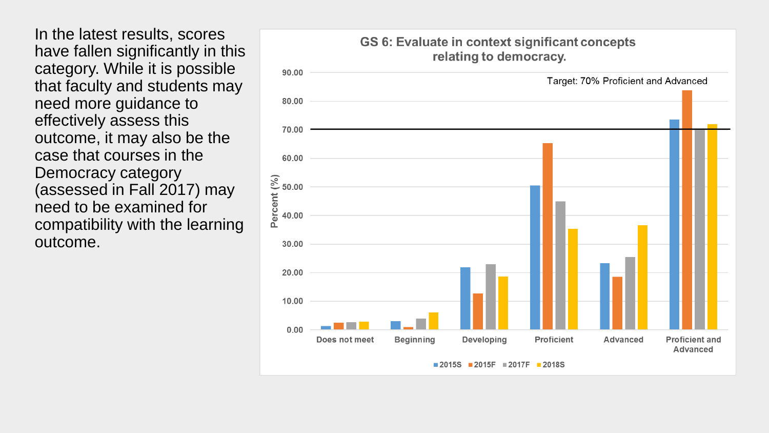In the latest results, scores have fallen significantly in this category. While it is possible that faculty and students may need more guidance to effectively assess this outcome, it may also be the case that courses in the Democracy category (assessed in Fall 2017) may need to be examined for compatibility with the learning outcome.

GS 6: Evaluate in context significant concepts relating to democracy.

Target: 70% Proficient and Advanced

Percent (%)

90.00
80.00
70.00
60.00
50.00
40.00
30.00
20.00
10.00
0.00

Does not meet
Beginning
Developing
Proficient
Advanced
Proficient and Advanced

2015S
2015F
2017F
2018S